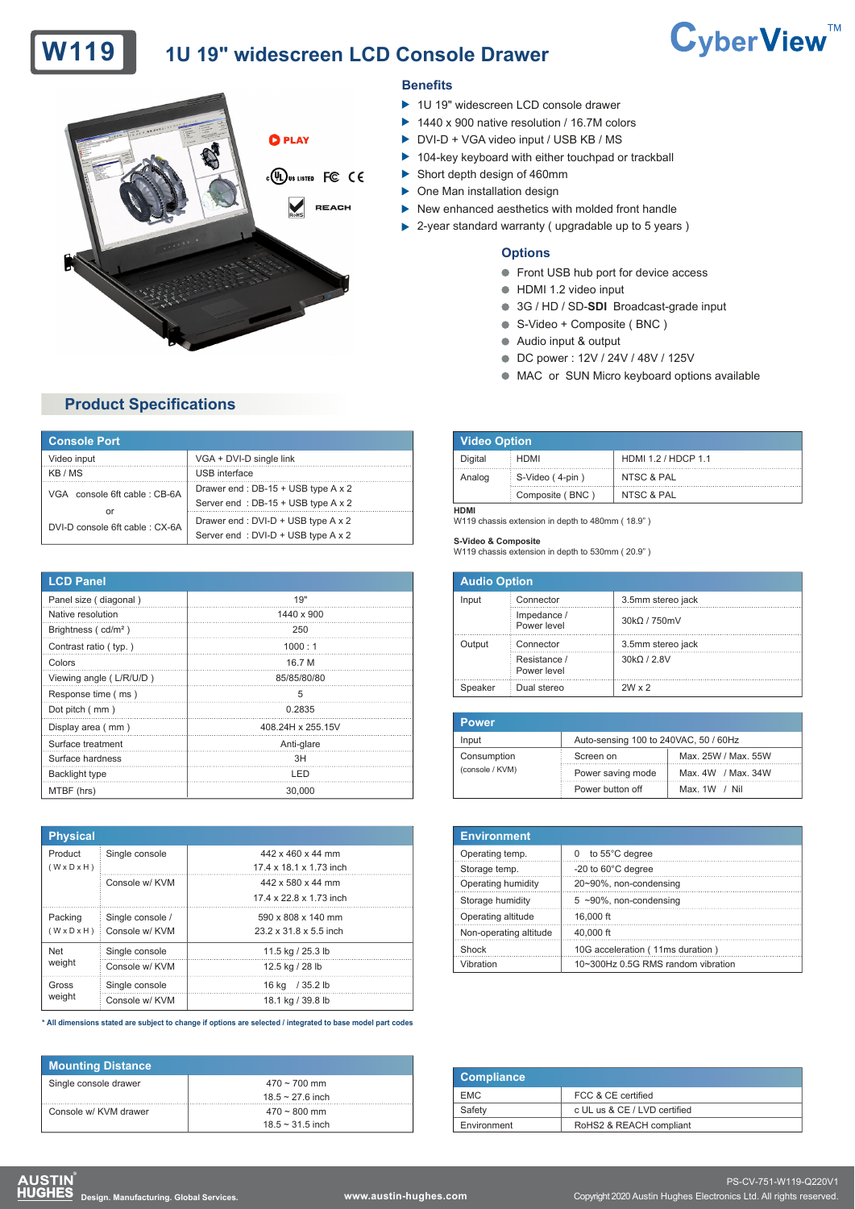# W119 1U 19" widescreen LCD Console Drawer

CyberView™

PLAY

c UL us LISTED FC CE

RoHS REACH

## Benefits

- 1U 19" widescreen LCD console drawer
- 1440 x 900 native resolution / 16.7M colors
- DVI-D + VGA video input / USB KB / MS
- 104-key keyboard with either touchpad or trackball
- Short depth design of 460mm
- One Man installation design
- New enhanced aesthetics with molded front handle
- 2-year standard warranty ( upgradable up to 5 years )

## Options

- Front USB hub port for device access
- HDMI 1.2 video input
- 3G / HD / SD-**SDI** Broadcast-grade input
- S-Video + Composite ( BNC )
- Audio input & output
- DC power : 12V / 24V / 48V / 125V
- MAC or SUN Micro keyboard options available

## Product Specifications

### Console Port

| Console Port | |
|---|---|
| Video input | VGA + DVI-D single link |
| KB / MS | USB interface |
| VGA console 6ft cable : CB-6A | Drawer end : DB-15 + USB type A x 2<br>Server end : DB-15 + USB type A x 2 |
| or | |
| DVI-D console 6ft cable : CX-6A | Drawer end : DVI-D + USB type A x 2<br>Server end : DVI-D + USB type A x 2 |

### Video Option

| Video Option | | |
|---|---|---|
| Digital | HDMI | HDMI 1.2 / HDCP 1.1 |
| Analog | S-Video ( 4-pin ) | NTSC & PAL |
| | Composite ( BNC ) | NTSC & PAL |

**HDMI**
W119 chassis extension in depth to 480mm ( 18.9" )

**S-Video & Composite**
W119 chassis extension in depth to 530mm ( 20.9" )

### LCD Panel

| LCD Panel | |
|---|---|
| Panel size ( diagonal ) | 19" |
| Native resolution | 1440 x 900 |
| Brightness ( cd/m² ) | 250 |
| Contrast ratio ( typ. ) | 1000 : 1 |
| Colors | 16.7 M |
| Viewing angle ( L/R/U/D ) | 85/85/80/80 |
| Response time ( ms ) | 5 |
| Dot pitch ( mm ) | 0.2835 |
| Display area ( mm ) | 408.24H x 255.15V |
| Surface treatment | Anti-glare |
| Surface hardness | 3H |
| Backlight type | LED |
| MTBF (hrs) | 30,000 |

### Audio Option

| Audio Option | | |
|---|---|---|
| Input | Connector | 3.5mm stereo jack |
| | Impedance / Power level | 30kΩ / 750mV |
| Output | Connector | 3.5mm stereo jack |
| | Resistance / Power level | 30kΩ / 2.8V |
| Speaker | Dual stereo | 2W x 2 |

### Power

| Power | | |
|---|---|---|
| Input | Auto-sensing 100 to 240VAC, 50 / 60Hz | |
| Consumption (console / KVM) | Screen on | Max. 25W / Max. 55W |
| | Power saving mode | Max. 4W / Max. 34W |
| | Power button off | Max. 1W / Nil |

### Physical

| Physical | | |
|---|---|---|
| Product ( W x D x H ) | Single console | 442 x 460 x 44 mm<br>17.4 x 18.1 x 1.73 inch |
| | Console w/ KVM | 442 x 580 x 44 mm<br>17.4 x 22.8 x 1.73 inch |
| Packing ( W x D x H ) | Single console / Console w/ KVM | 590 x 808 x 140 mm<br>23.2 x 31.8 x 5.5 inch |
| Net weight | Single console | 11.5 kg / 25.3 lb |
| | Console w/ KVM | 12.5 kg / 28 lb |
| Gross weight | Single console | 16 kg / 35.2 lb |
| | Console w/ KVM | 18.1 kg / 39.8 lb |

\* All dimensions stated are subject to change if options are selected / integrated to base model part codes

### Environment

| Environment | |
|---|---|
| Operating temp. | 0 to 55°C degree |
| Storage temp. | -20 to 60°C degree |
| Operating humidity | 20~90%, non-condensing |
| Storage humidity | 5 ~90%, non-condensing |
| Operating altitude | 16,000 ft |
| Non-operating altitude | 40,000 ft |
| Shock | 10G acceleration ( 11ms duration ) |
| Vibration | 10~300Hz 0.5G RMS random vibration |

### Mounting Distance

| Mounting Distance | |
|---|---|
| Single console drawer | 470 ~ 700 mm<br>18.5 ~ 27.6 inch |
| Console w/ KVM drawer | 470 ~ 800 mm<br>18.5 ~ 31.5 inch |

### Compliance

| Compliance | |
|---|---|
| EMC | FCC & CE certified |
| Safety | c UL us & CE / LVD certified |
| Environment | RoHS2 & REACH compliant |

AUSTIN HUGHES Design. Manufacturing. Global Services. www.austin-hughes.com

PS-CV-751-W119-Q220V1
Copyright 2020 Austin Hughes Electronics Ltd. All rights reserved.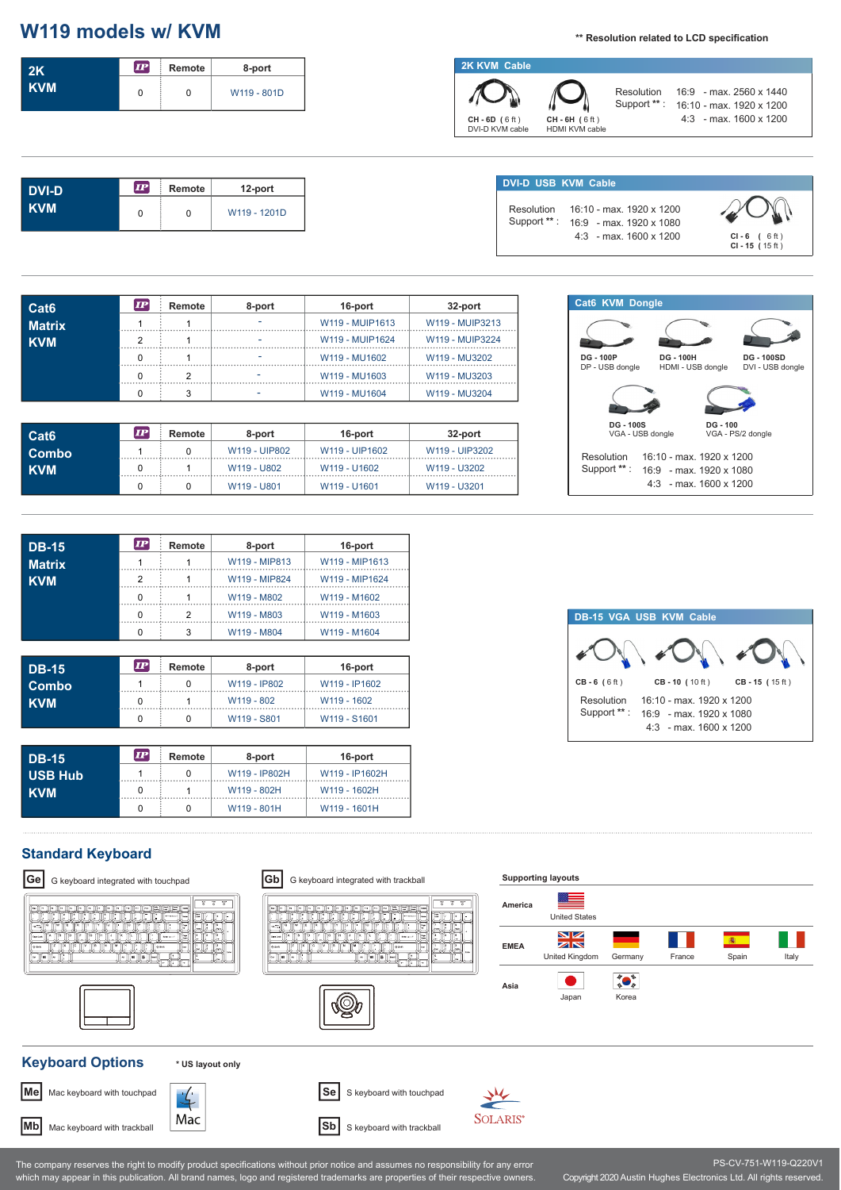# W119 models w/ KVM

** Resolution related to LCD specification

| 2K KVM | IP | Remote | 8-port |
|---|---|---|---|
| | 0 | 0 | W119 - 801D |

**2K KVM Cable**

CH - 6D ( 6 ft ) DVI-D KVM cable

CH - 6H ( 6 ft ) HDMI KVM cable

Resolution Support ** : 16:9 - max. 2560 x 1440; 16:10 - max. 1920 x 1200; 4:3 - max. 1600 x 1200

| DVI-D KVM | IP | Remote | 12-port |
|---|---|---|---|
| | 0 | 0 | W119 - 1201D |

**DVI-D USB KVM Cable**

Resolution Support ** : 16:10 - max. 1920 x 1200; 16:9 - max. 1920 x 1080; 4:3 - max. 1600 x 1200

CI - 6 ( 6 ft )
CI - 15 ( 15 ft )

| Cat6 Matrix KVM | IP | Remote | 8-port | 16-port | 32-port |
|---|---|---|---|---|---|
| | 1 | 1 | - | W119 - MUIP1613 | W119 - MUIP3213 |
| | 2 | 1 | - | W119 - MUIP1624 | W119 - MUIP3224 |
| | 0 | 1 | - | W119 - MU1602 | W119 - MU3202 |
| | 0 | 2 | - | W119 - MU1603 | W119 - MU3203 |
| | 0 | 3 | - | W119 - MU1604 | W119 - MU3204 |

| Cat6 Combo KVM | IP | Remote | 8-port | 16-port | 32-port |
|---|---|---|---|---|---|
| | 1 | 0 | W119 - UIP802 | W119 - UIP1602 | W119 - UIP3202 |
| | 0 | 1 | W119 - U802 | W119 - U1602 | W119 - U3202 |
| | 0 | 0 | W119 - U801 | W119 - U1601 | W119 - U3201 |

**Cat6 KVM Dongle**

DG - 100P DP - USB dongle

DG - 100H HDMI - USB dongle

DG - 100SD DVI - USB dongle

DG - 100S VGA - USB dongle

DG - 100 VGA - PS/2 dongle

Resolution Support ** : 16:10 - max. 1920 x 1200; 16:9 - max. 1920 x 1080; 4:3 - max. 1600 x 1200

| DB-15 Matrix KVM | IP | Remote | 8-port | 16-port |
|---|---|---|---|---|
| | 1 | 1 | W119 - MIP813 | W119 - MIP1613 |
| | 2 | 1 | W119 - MIP824 | W119 - MIP1624 |
| | 0 | 1 | W119 - M802 | W119 - M1602 |
| | 0 | 2 | W119 - M803 | W119 - M1603 |
| | 0 | 3 | W119 - M804 | W119 - M1604 |

| DB-15 Combo KVM | IP | Remote | 8-port | 16-port |
|---|---|---|---|---|
| | 1 | 0 | W119 - IP802 | W119 - IP1602 |
| | 0 | 1 | W119 - 802 | W119 - 1602 |
| | 0 | 0 | W119 - S801 | W119 - S1601 |

| DB-15 USB Hub KVM | IP | Remote | 8-port | 16-port |
|---|---|---|---|---|
| | 1 | 0 | W119 - IP802H | W119 - IP1602H |
| | 0 | 1 | W119 - 802H | W119 - 1602H |
| | 0 | 0 | W119 - 801H | W119 - 1601H |

**DB-15 VGA USB KVM Cable**

CB - 6 ( 6 ft )

CB - 10 ( 10 ft )

CB - 15 ( 15 ft )

Resolution Support ** : 16:10 - max. 1920 x 1200; 16:9 - max. 1920 x 1080; 4:3 - max. 1600 x 1200

## Standard Keyboard

**Ge** G keyboard integrated with touchpad

**Gb** G keyboard integrated with trackball

**Supporting layouts**

- America: United States
- EMEA: United Kingdom, Germany, France, Spain, Italy
- Asia: Japan, Korea

## Keyboard Options

* US layout only

**Me** Mac keyboard with touchpad

**Mb** Mac keyboard with trackball

**Se** S keyboard with touchpad

**Sb** S keyboard with trackball

The company reserves the right to modify product specifications without prior notice and assumes no responsibility for any error which may appear in this publication. All brand names, logo and registered trademarks are properties of their respective owners.

PS-CV-751-W119-Q220V1
Copyright 2020 Austin Hughes Electronics Ltd. All rights reserved.